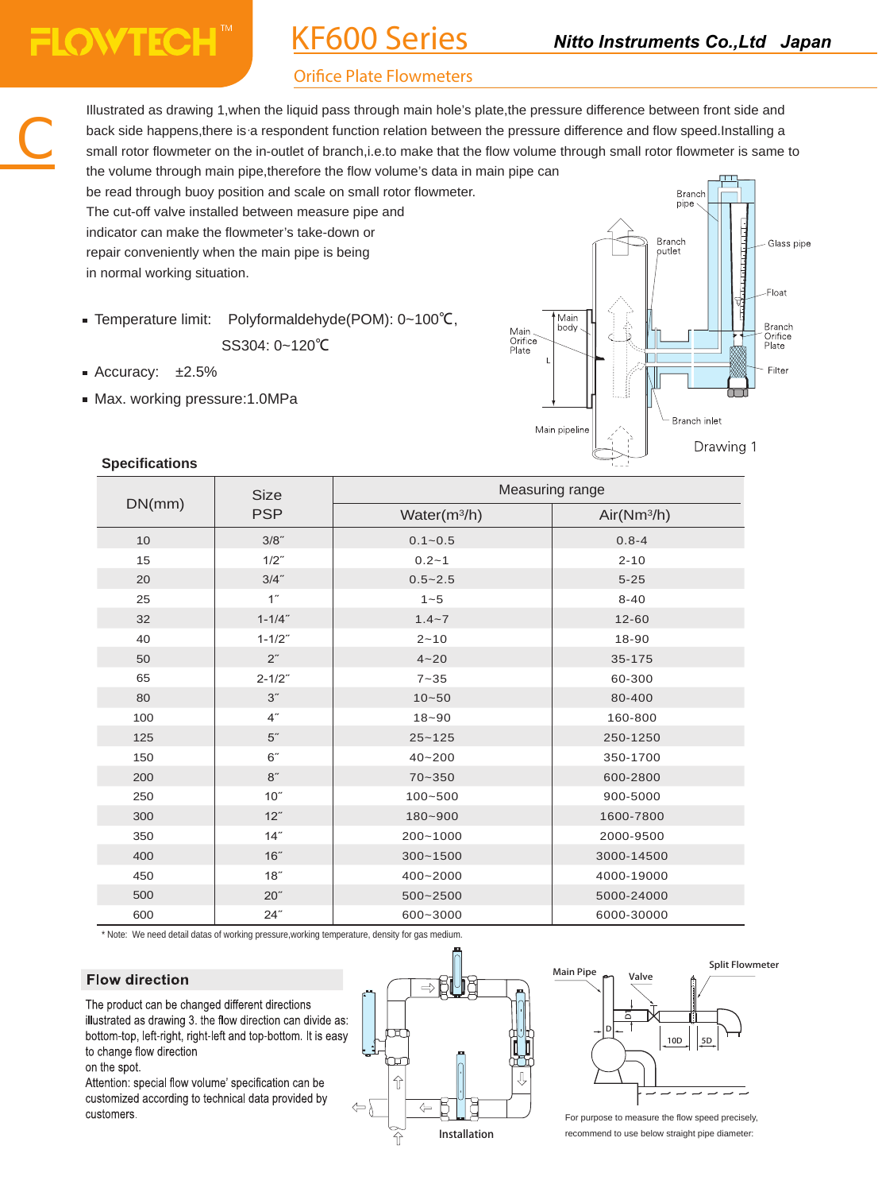# KF600 Series

**Nitto Instruments Co.,Ltd Japan**

## Orifice Plate Flowmeters

Illustrated as drawing 1,when the liquid pass through main hole's plate,the pressure difference between front side and back side happens,there is a respondent function relation between the pressure difference and flow speed.Installing a small rotor flowmeter on the in-outlet of branch,i.e.to make that the flow volume through small rotor flowmeter is same to the volume through main pipe,therefore the flow volume's data in main pipe can be read through buoy position and scale on small rotor flowmeter. The cut-off valve installed between measure pipe and indicator can make the flowmeter's take-down or repair conveniently when the main pipe is being in normal working situation.

- Temperature limit: Polyformaldehyde(POM): 0~100℃, SS304: 0~120℃
- Accuracy: ±2.5%
- Max. working pressure:1.0MPa

Drawing 1

### Specifications

| DN(mm) | Size PSP | Measuring range | |
|---|---|---|---|
| | | Water(m³/h) | Air(Nm³/h) |
| 10 | 3/8˝ | 0.1~0.5 | 0.8-4 |
| 15 | 1/2˝ | 0.2~1 | 2-10 |
| 20 | 3/4˝ | 0.5~2.5 | 5-25 |
| 25 | 1˝ | 1~5 | 8-40 |
| 32 | 1-1/4˝ | 1.4~7 | 12-60 |
| 40 | 1-1/2˝ | 2~10 | 18-90 |
| 50 | 2˝ | 4~20 | 35-175 |
| 65 | 2-1/2˝ | 7~35 | 60-300 |
| 80 | 3˝ | 10~50 | 80-400 |
| 100 | 4˝ | 18~90 | 160-800 |
| 125 | 5˝ | 25~125 | 250-1250 |
| 150 | 6˝ | 40~200 | 350-1700 |
| 200 | 8˝ | 70~350 | 600-2800 |
| 250 | 10˝ | 100~500 | 900-5000 |
| 300 | 12˝ | 180~900 | 1600-7800 |
| 350 | 14˝ | 200~1000 | 2000-9500 |
| 400 | 16˝ | 300~1500 | 3000-14500 |
| 450 | 18˝ | 400~2000 | 4000-19000 |
| 500 | 20˝ | 500~2500 | 5000-24000 |
| 600 | 24˝ | 600~3000 | 6000-30000 |

\* Note: We need detail datas of working pressure,working temperature, density for gas medium.

### Flow direction

The product can be changed different directions illustrated as drawing 3. the flow direction can divide as: bottom-top, left-right, right-left and top-bottom. It is easy to change flow direction on the spot.

Attention: special flow volume' specification can be customized according to technical data provided by customers.

Installation

For purpose to measure the flow speed precisely, recommend to use below straight pipe diameter: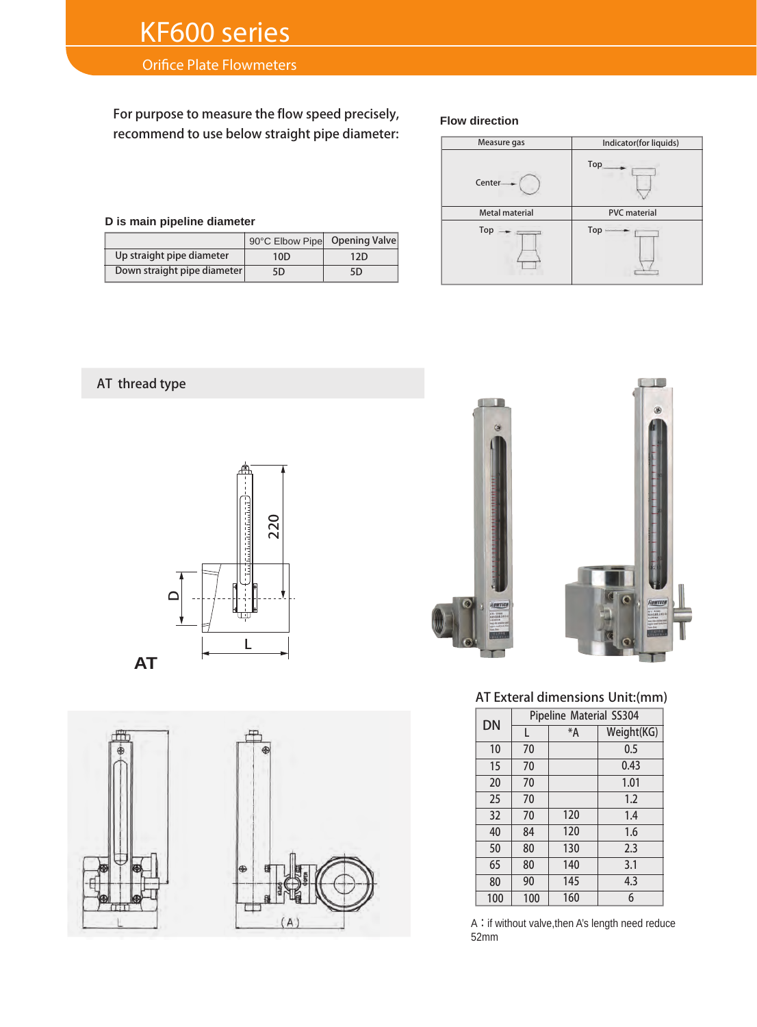# KF600 series

## Orifice Plate Flowmeters

For purpose to measure the flow speed precisely, recommend to use below straight pipe diameter:

**D is main pipeline diameter**

| | 90°C Elbow Pipe | Opening Valve |
|---|---|---|
| Up straight pipe diameter | 10D | 12D |
| Down straight pipe diameter | 5D | 5D |

**Flow direction**

| Measure gas | Indicator(for liquids) |
|---|---|
| Center | Top |
| **Metal material** | **PVC material** |
| Top | Top |

## AT thread type

**AT**

### AT Exteral dimensions Unit:(mm)

| DN | Pipeline Material SS304 | | |
|---|---|---|---|
| | L | *A | Weight(KG) |
| 10 | 70 | | 0.5 |
| 15 | 70 | | 0.43 |
| 20 | 70 | | 1.01 |
| 25 | 70 | | 1.2 |
| 32 | 70 | 120 | 1.4 |
| 40 | 84 | 120 | 1.6 |
| 50 | 80 | 130 | 2.3 |
| 65 | 80 | 140 | 3.1 |
| 80 | 90 | 145 | 4.3 |
| 100 | 100 | 160 | 6 |

A：if without valve,then A's length need reduce 52mm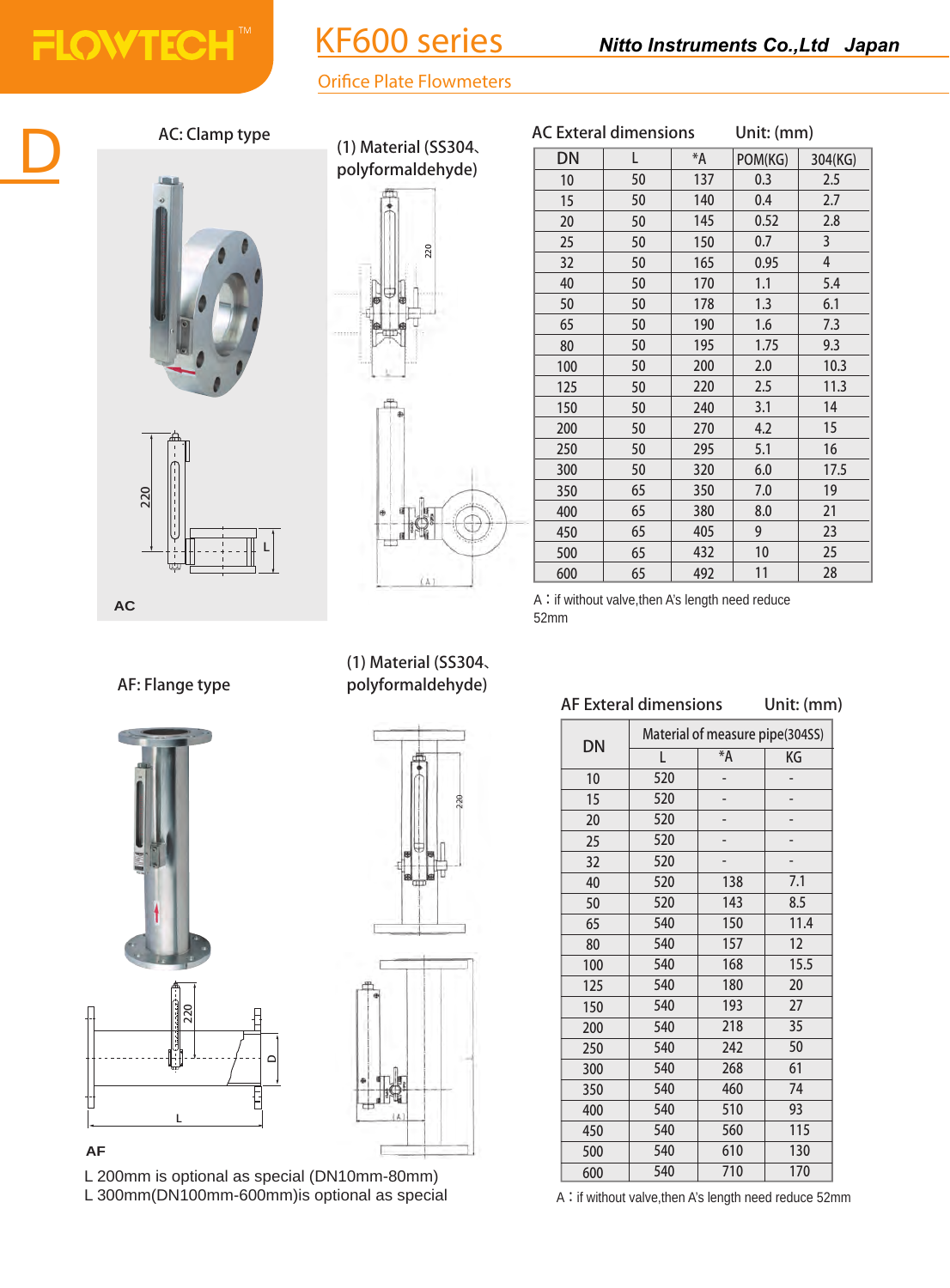# KF600 series

Nitto Instruments Co.,Ltd Japan

## Orifice Plate Flowmeters

D

### AC: Clamp type

(1) Material (SS304、polyformaldehyde)

AC

**AC Exteral dimensions** Unit: (mm)

| DN | L | *A | POM(KG) | 304(KG) |
|---|---|---|---|---|
| 10 | 50 | 137 | 0.3 | 2.5 |
| 15 | 50 | 140 | 0.4 | 2.7 |
| 20 | 50 | 145 | 0.52 | 2.8 |
| 25 | 50 | 150 | 0.7 | 3 |
| 32 | 50 | 165 | 0.95 | 4 |
| 40 | 50 | 170 | 1.1 | 5.4 |
| 50 | 50 | 178 | 1.3 | 6.1 |
| 65 | 50 | 190 | 1.6 | 7.3 |
| 80 | 50 | 195 | 1.75 | 9.3 |
| 100 | 50 | 200 | 2.0 | 10.3 |
| 125 | 50 | 220 | 2.5 | 11.3 |
| 150 | 50 | 240 | 3.1 | 14 |
| 200 | 50 | 270 | 4.2 | 15 |
| 250 | 50 | 295 | 5.1 | 16 |
| 300 | 50 | 320 | 6.0 | 17.5 |
| 350 | 65 | 350 | 7.0 | 19 |
| 400 | 65 | 380 | 8.0 | 21 |
| 450 | 65 | 405 | 9 | 23 |
| 500 | 65 | 432 | 10 | 25 |
| 600 | 65 | 492 | 11 | 28 |

A：if without valve,then A's length need reduce 52mm

### AF: Flange type

(1) Material (SS304、polyformaldehyde)

AF

L 200mm is optional as special (DN10mm-80mm)
L 300mm(DN100mm-600mm)is optional as special

**AF Exteral dimensions** Unit: (mm)

| DN | Material of measure pipe(304SS) | | |
|---|---|---|---|
| | L | *A | KG |
| 10 | 520 | - | - |
| 15 | 520 | - | - |
| 20 | 520 | - | - |
| 25 | 520 | - | - |
| 32 | 520 | - | - |
| 40 | 520 | 138 | 7.1 |
| 50 | 520 | 143 | 8.5 |
| 65 | 540 | 150 | 11.4 |
| 80 | 540 | 157 | 12 |
| 100 | 540 | 168 | 15.5 |
| 125 | 540 | 180 | 20 |
| 150 | 540 | 193 | 27 |
| 200 | 540 | 218 | 35 |
| 250 | 540 | 242 | 50 |
| 300 | 540 | 268 | 61 |
| 350 | 540 | 460 | 74 |
| 400 | 540 | 510 | 93 |
| 450 | 540 | 560 | 115 |
| 500 | 540 | 610 | 130 |
| 600 | 540 | 710 | 170 |

A：if without valve,then A's length need reduce 52mm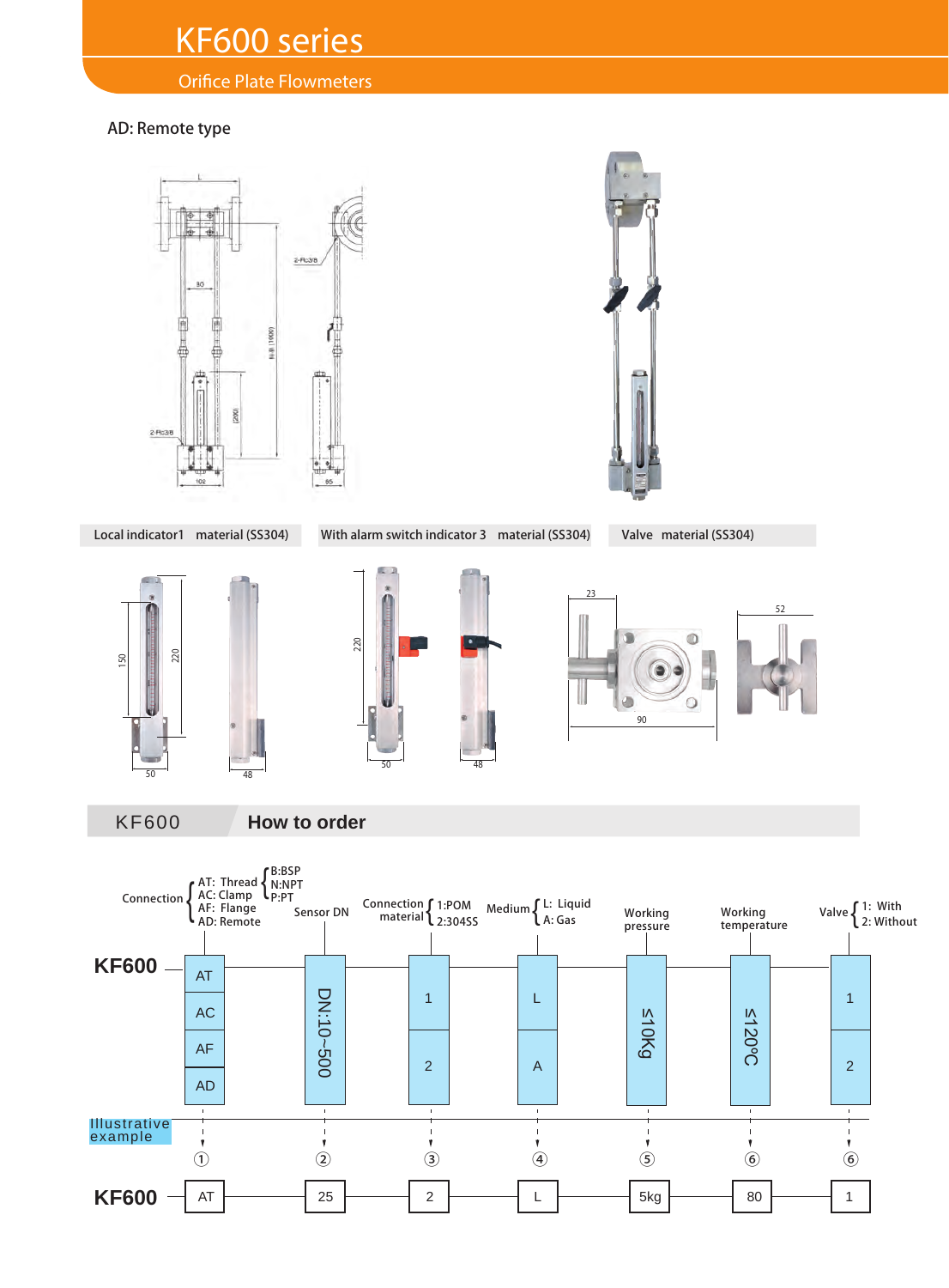# KF600 series

## Orifice Plate Flowmeters

### AD: Remote type

L

30

2-Rc3/8

(200)

102

85

Local indicator1 material (SS304)

With alarm switch indicator 3 material (SS304)

Valve material (SS304)

150

220

50

48

220

50

48

23

90

52

## KF600 How to order

Connection {AT: Thread {B:BSP, N:NPT, P:PT}; AC: Clamp; AF: Flange; AD: Remote}

Sensor DN

Connection material {1:POM; 2:304SS}

Medium {L: Liquid; A: Gas}

Working pressure

Working temperature

Valve {1: With; 2: Without}

| | Connection | Sensor DN | Connection material | Medium | Working pressure | Working temperature | Valve |
|---|---|---|---|---|---|---|---|
| KF600 | AT / AC / AF / AD | DN:10~500 | 1 / 2 | L / A | ≤10Kg | ≤120℃ | 1 / 2 |

Illustrative example

| | ① | ② | ③ | ④ | ⑤ | ⑥ | ⑦ |
|---|---|---|---|---|---|---|---|
| KF600 | AT | 25 | 2 | L | 5kg | 80 | 1 |